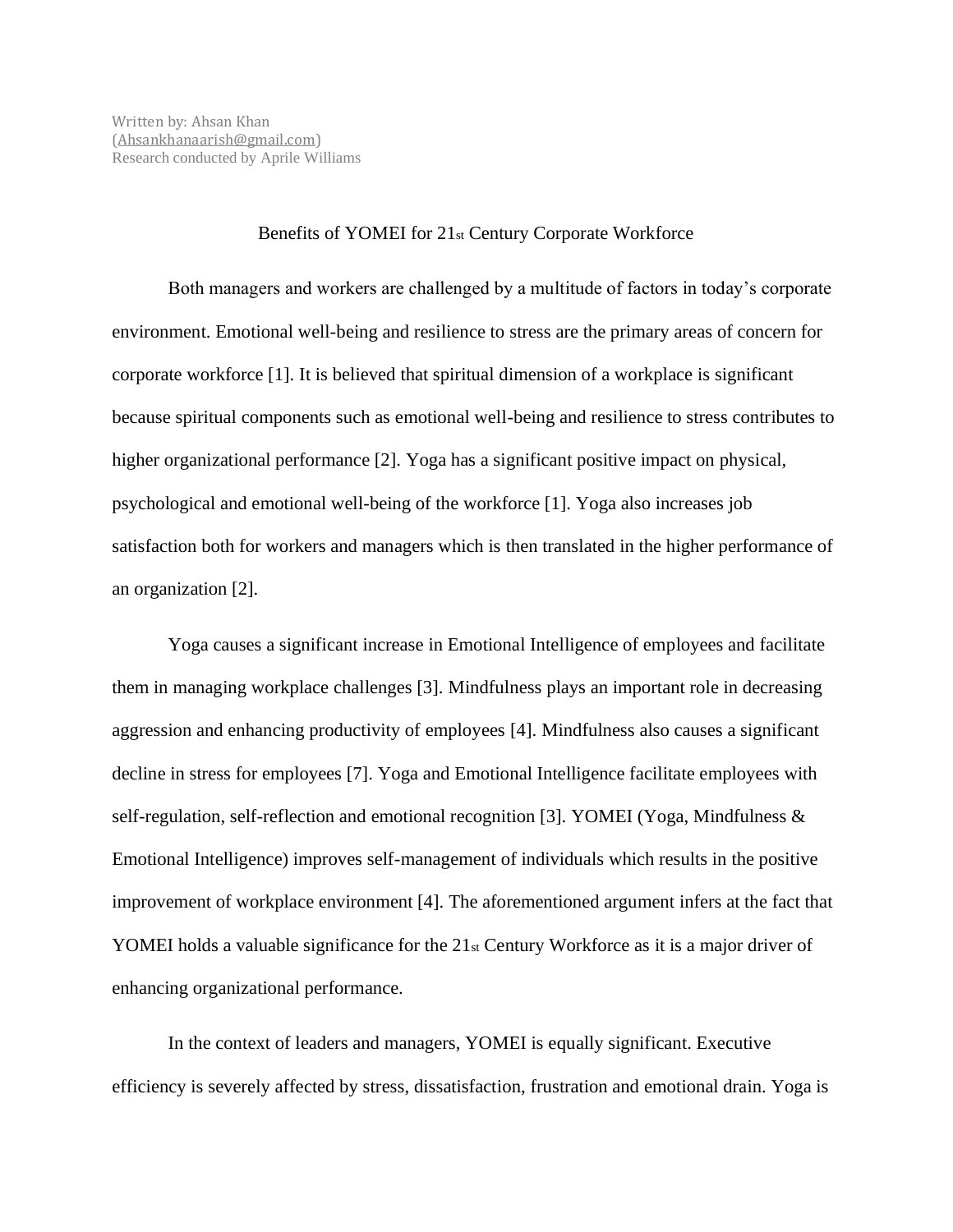Written by: Ahsan Khan
(Ahsankhanaarish@gmail.com)
Research conducted by Aprile Williams

# Benefits of YOMEI for 21st Century Corporate Workforce

Both managers and workers are challenged by a multitude of factors in today's corporate environment. Emotional well-being and resilience to stress are the primary areas of concern for corporate workforce [1]. It is believed that spiritual dimension of a workplace is significant because spiritual components such as emotional well-being and resilience to stress contributes to higher organizational performance [2]. Yoga has a significant positive impact on physical, psychological and emotional well-being of the workforce [1]. Yoga also increases job satisfaction both for workers and managers which is then translated in the higher performance of an organization [2].

Yoga causes a significant increase in Emotional Intelligence of employees and facilitate them in managing workplace challenges [3]. Mindfulness plays an important role in decreasing aggression and enhancing productivity of employees [4]. Mindfulness also causes a significant decline in stress for employees [7]. Yoga and Emotional Intelligence facilitate employees with self-regulation, self-reflection and emotional recognition [3]. YOMEI (Yoga, Mindfulness & Emotional Intelligence) improves self-management of individuals which results in the positive improvement of workplace environment [4]. The aforementioned argument infers at the fact that YOMEI holds a valuable significance for the 21st Century Workforce as it is a major driver of enhancing organizational performance.

In the context of leaders and managers, YOMEI is equally significant. Executive efficiency is severely affected by stress, dissatisfaction, frustration and emotional drain. Yoga is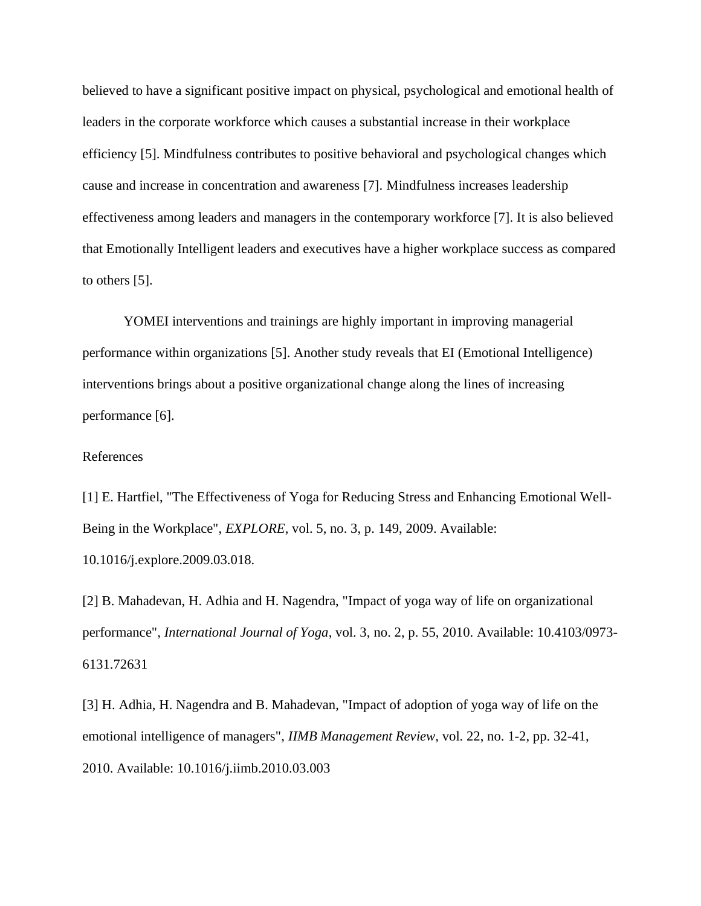believed to have a significant positive impact on physical, psychological and emotional health of leaders in the corporate workforce which causes a substantial increase in their workplace efficiency [5]. Mindfulness contributes to positive behavioral and psychological changes which cause and increase in concentration and awareness [7]. Mindfulness increases leadership effectiveness among leaders and managers in the contemporary workforce [7]. It is also believed that Emotionally Intelligent leaders and executives have a higher workplace success as compared to others [5].

YOMEI interventions and trainings are highly important in improving managerial performance within organizations [5]. Another study reveals that EI (Emotional Intelligence) interventions brings about a positive organizational change along the lines of increasing performance [6].

References

[1] E. Hartfiel, "The Effectiveness of Yoga for Reducing Stress and Enhancing Emotional Well-Being in the Workplace", *EXPLORE*, vol. 5, no. 3, p. 149, 2009. Available: 10.1016/j.explore.2009.03.018.

[2] B. Mahadevan, H. Adhia and H. Nagendra, "Impact of yoga way of life on organizational performance", *International Journal of Yoga*, vol. 3, no. 2, p. 55, 2010. Available: 10.4103/0973-6131.72631

[3] H. Adhia, H. Nagendra and B. Mahadevan, "Impact of adoption of yoga way of life on the emotional intelligence of managers", *IIMB Management Review*, vol. 22, no. 1-2, pp. 32-41, 2010. Available: 10.1016/j.iimb.2010.03.003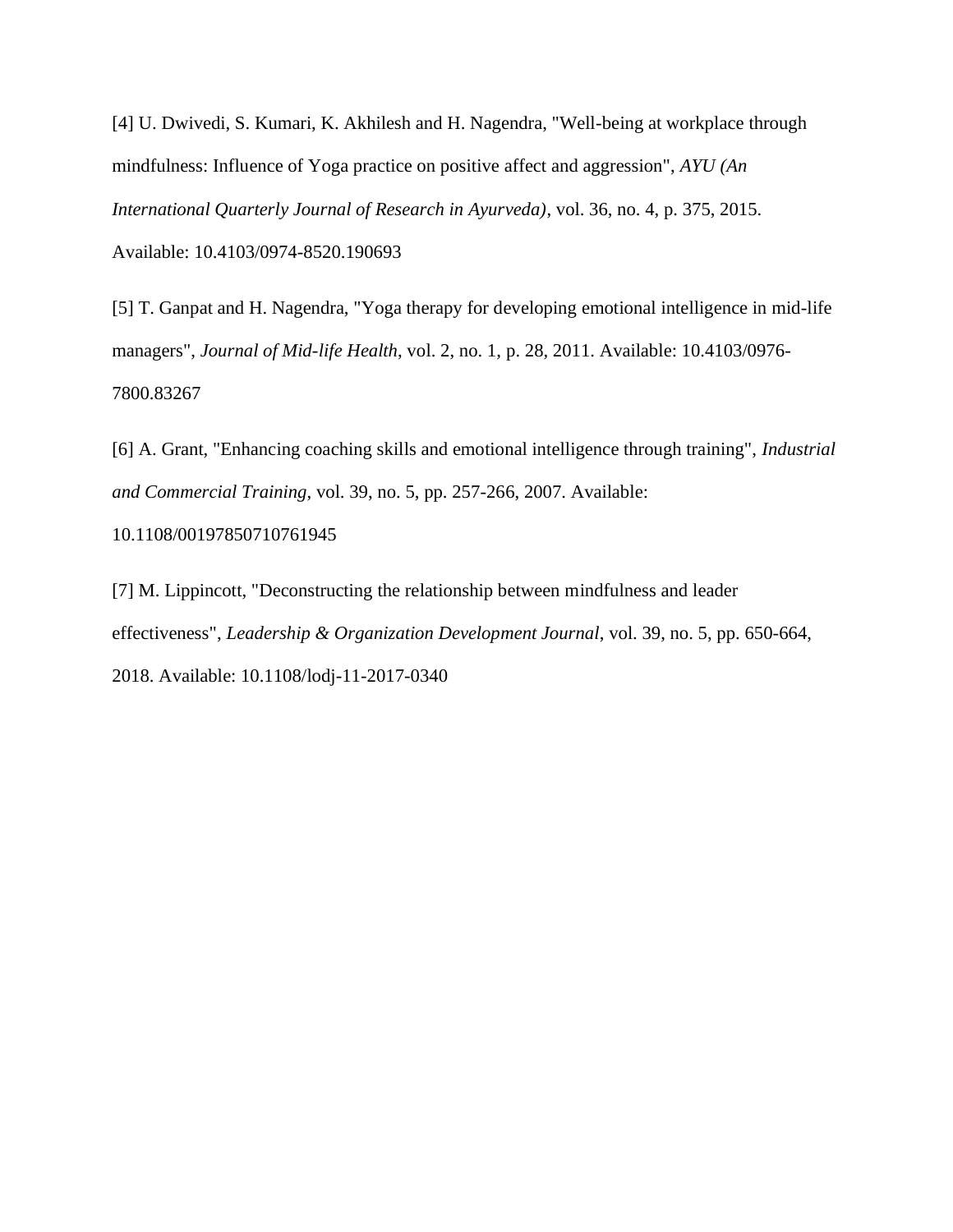[4] U. Dwivedi, S. Kumari, K. Akhilesh and H. Nagendra, "Well-being at workplace through mindfulness: Influence of Yoga practice on positive affect and aggression", *AYU (An International Quarterly Journal of Research in Ayurveda)*, vol. 36, no. 4, p. 375, 2015. Available: 10.4103/0974-8520.190693

[5] T. Ganpat and H. Nagendra, "Yoga therapy for developing emotional intelligence in mid-life managers", *Journal of Mid-life Health*, vol. 2, no. 1, p. 28, 2011. Available: 10.4103/0976-7800.83267

[6] A. Grant, "Enhancing coaching skills and emotional intelligence through training", *Industrial and Commercial Training*, vol. 39, no. 5, pp. 257-266, 2007. Available: 10.1108/00197850710761945

[7] M. Lippincott, "Deconstructing the relationship between mindfulness and leader effectiveness", *Leadership & Organization Development Journal*, vol. 39, no. 5, pp. 650-664, 2018. Available: 10.1108/lodj-11-2017-0340